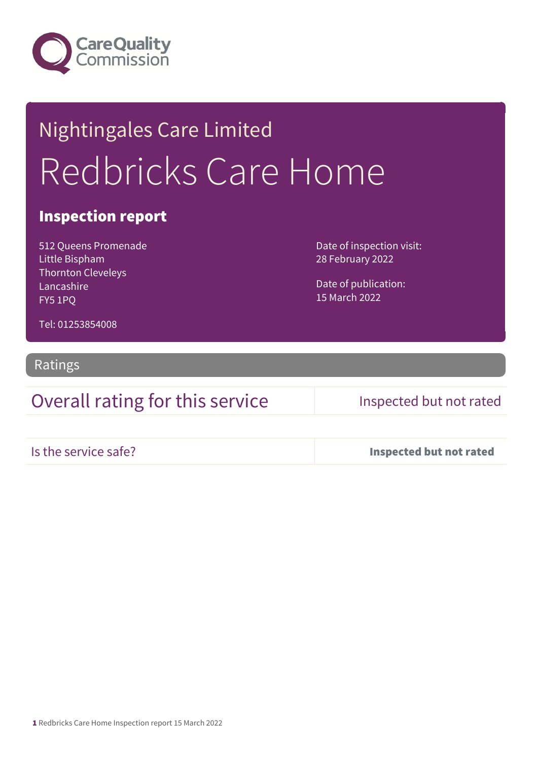Care Quality Commission

Nightingales Care Limited

# Redbricks Care Home

## Inspection report

512 Queens Promenade
Little Bispham
Thornton Cleveleys
Lancashire
FY5 1PQ

Tel: 01253854008

Date of inspection visit:
28 February 2022

Date of publication:
15 March 2022

## Ratings

| | |
|---|---|
| Overall rating for this service | Inspected but not rated |
| Is the service safe? | **Inspected but not rated** |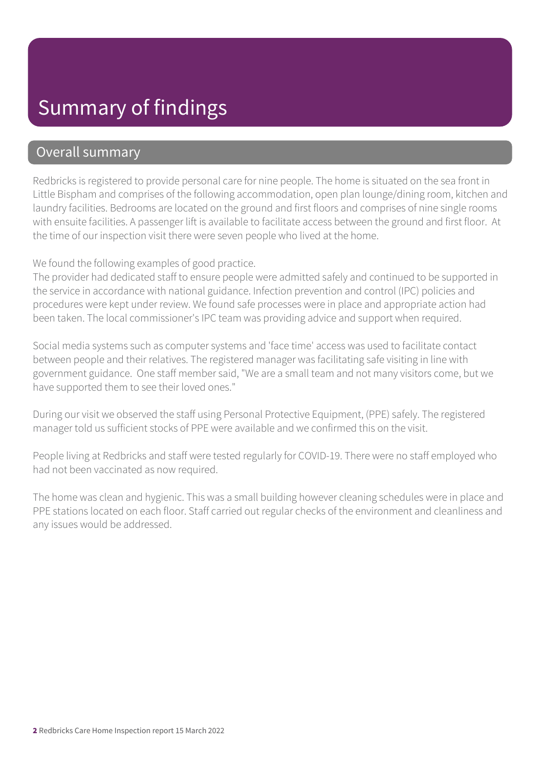# Summary of findings

## Overall summary

Redbricks is registered to provide personal care for nine people. The home is situated on the sea front in Little Bispham and comprises of the following accommodation, open plan lounge/dining room, kitchen and laundry facilities. Bedrooms are located on the ground and first floors and comprises of nine single rooms with ensuite facilities. A passenger lift is available to facilitate access between the ground and first floor. At the time of our inspection visit there were seven people who lived at the home.

We found the following examples of good practice.

The provider had dedicated staff to ensure people were admitted safely and continued to be supported in the service in accordance with national guidance. Infection prevention and control (IPC) policies and procedures were kept under review. We found safe processes were in place and appropriate action had been taken. The local commissioner's IPC team was providing advice and support when required.

Social media systems such as computer systems and 'face time' access was used to facilitate contact between people and their relatives. The registered manager was facilitating safe visiting in line with government guidance. One staff member said, "We are a small team and not many visitors come, but we have supported them to see their loved ones."

During our visit we observed the staff using Personal Protective Equipment, (PPE) safely. The registered manager told us sufficient stocks of PPE were available and we confirmed this on the visit.

People living at Redbricks and staff were tested regularly for COVID-19. There were no staff employed who had not been vaccinated as now required.

The home was clean and hygienic. This was a small building however cleaning schedules were in place and PPE stations located on each floor. Staff carried out regular checks of the environment and cleanliness and any issues would be addressed.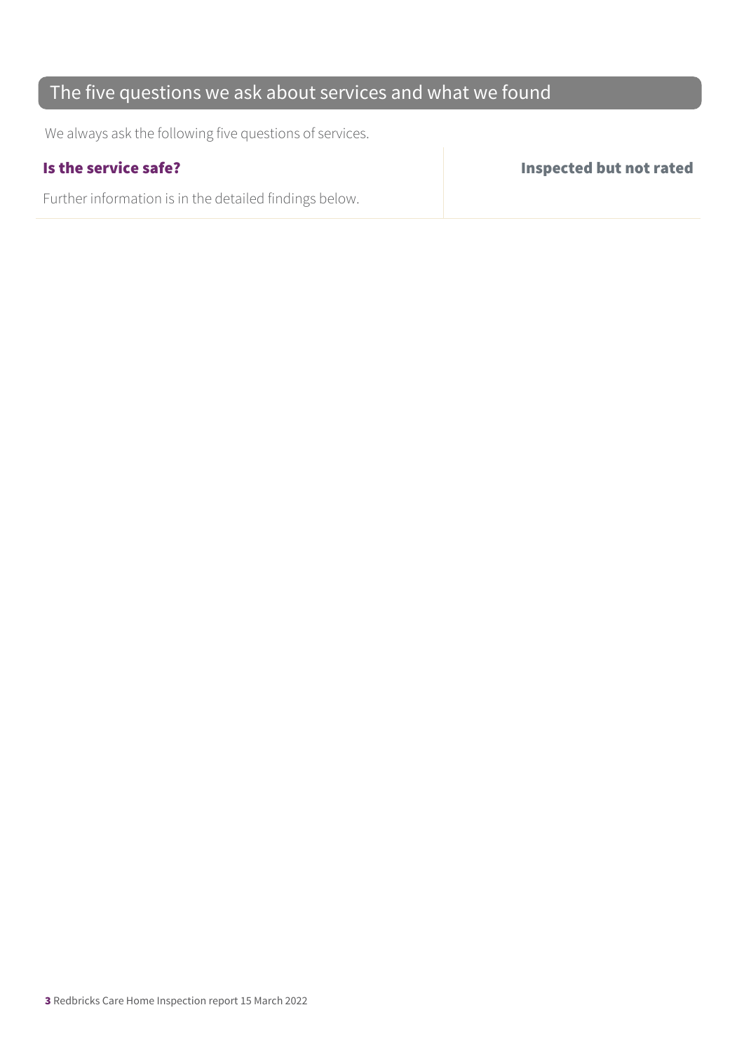## The five questions we ask about services and what we found

We always ask the following five questions of services.

| Is the service safe? | Inspected but not rated |
| --- | --- |
| Further information is in the detailed findings below. | |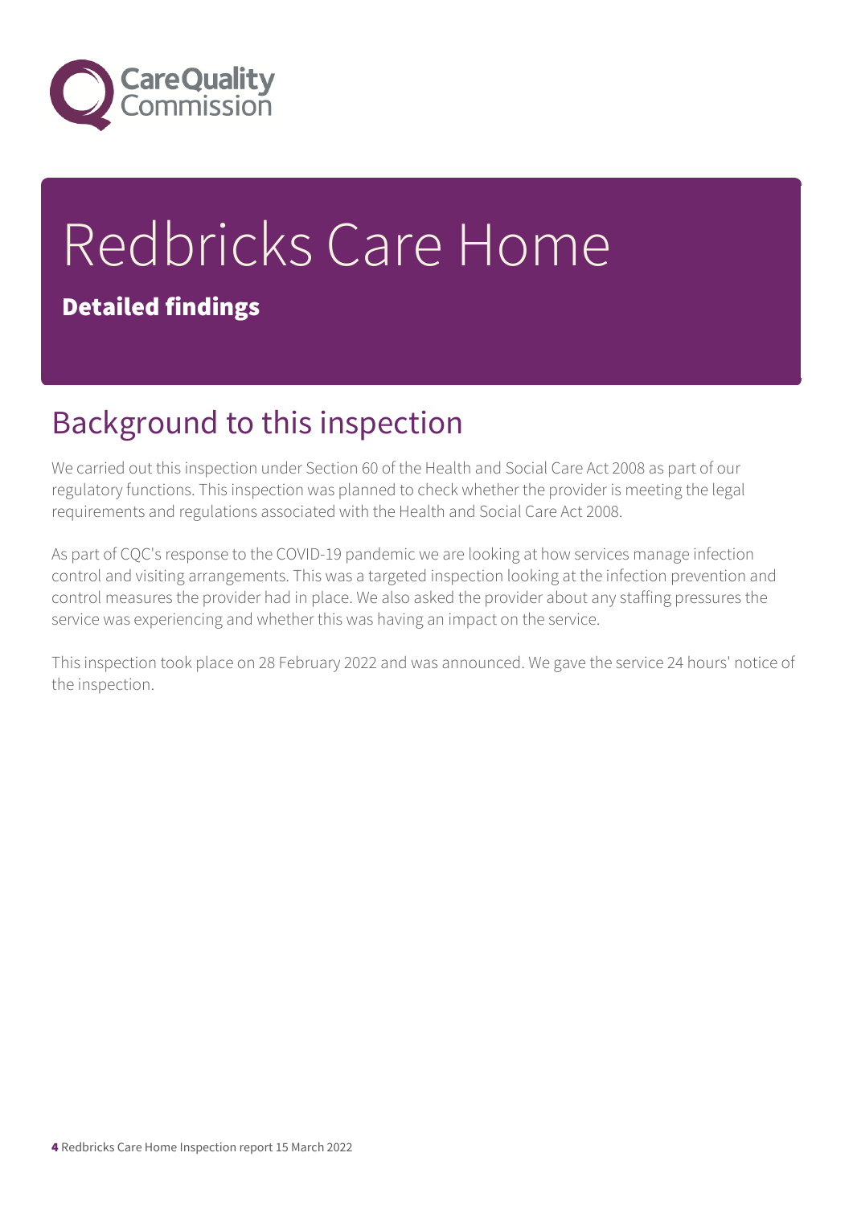# Redbricks Care Home

**Detailed findings**

## Background to this inspection

We carried out this inspection under Section 60 of the Health and Social Care Act 2008 as part of our regulatory functions. This inspection was planned to check whether the provider is meeting the legal requirements and regulations associated with the Health and Social Care Act 2008.

As part of CQC's response to the COVID-19 pandemic we are looking at how services manage infection control and visiting arrangements. This was a targeted inspection looking at the infection prevention and control measures the provider had in place. We also asked the provider about any staffing pressures the service was experiencing and whether this was having an impact on the service.

This inspection took place on 28 February 2022 and was announced. We gave the service 24 hours' notice of the inspection.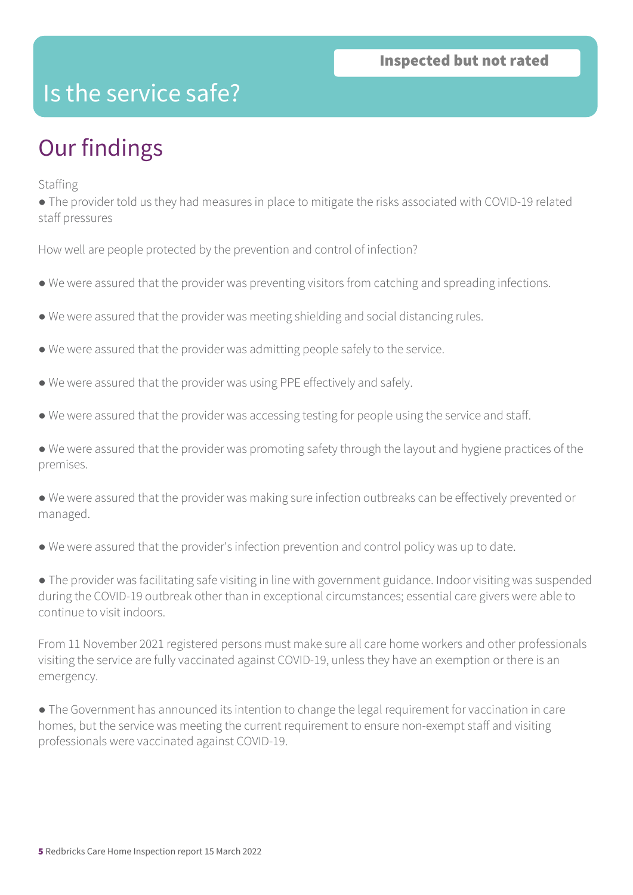# Is the service safe?

**Inspected but not rated**

## Our findings

Staffing

- The provider told us they had measures in place to mitigate the risks associated with COVID-19 related staff pressures

How well are people protected by the prevention and control of infection?

- We were assured that the provider was preventing visitors from catching and spreading infections.

- We were assured that the provider was meeting shielding and social distancing rules.

- We were assured that the provider was admitting people safely to the service.

- We were assured that the provider was using PPE effectively and safely.

- We were assured that the provider was accessing testing for people using the service and staff.

- We were assured that the provider was promoting safety through the layout and hygiene practices of the premises.

- We were assured that the provider was making sure infection outbreaks can be effectively prevented or managed.

- We were assured that the provider's infection prevention and control policy was up to date.

- The provider was facilitating safe visiting in line with government guidance. Indoor visiting was suspended during the COVID-19 outbreak other than in exceptional circumstances; essential care givers were able to continue to visit indoors.

From 11 November 2021 registered persons must make sure all care home workers and other professionals visiting the service are fully vaccinated against COVID-19, unless they have an exemption or there is an emergency.

- The Government has announced its intention to change the legal requirement for vaccination in care homes, but the service was meeting the current requirement to ensure non-exempt staff and visiting professionals were vaccinated against COVID-19.